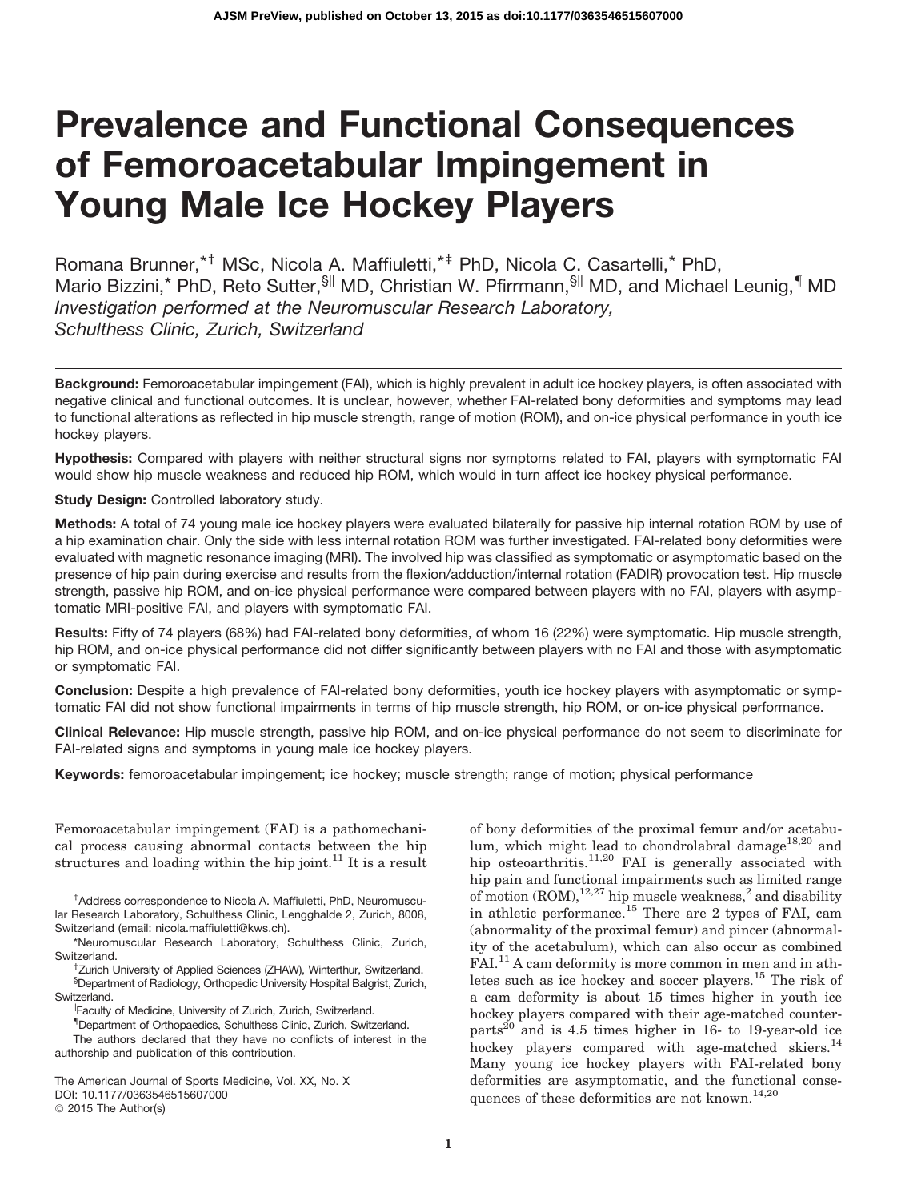# Prevalence and Functional Consequences of Femoroacetabular Impingement in Young Male Ice Hockey Players

Romana Brunner,[*†] MSc, Nicola A. Maffiuletti,[*‡] PhD, Nicola C. Casartelli,[*] PhD, Mario Bizzini,[*] PhD, Reto Sutter,[§||] MD, Christian W. Pfirrmann,[§||] MD, and Michael Leunig,[¶] MD

*Investigation performed at the Neuromuscular Research Laboratory, Schulthess Clinic, Zurich, Switzerland*

**Background:** Femoroacetabular impingement (FAI), which is highly prevalent in adult ice hockey players, is often associated with negative clinical and functional outcomes. It is unclear, however, whether FAI-related bony deformities and symptoms may lead to functional alterations as reflected in hip muscle strength, range of motion (ROM), and on-ice physical performance in youth ice hockey players.

**Hypothesis:** Compared with players with neither structural signs nor symptoms related to FAI, players with symptomatic FAI would show hip muscle weakness and reduced hip ROM, which would in turn affect ice hockey physical performance.

**Study Design:** Controlled laboratory study.

**Methods:** A total of 74 young male ice hockey players were evaluated bilaterally for passive hip internal rotation ROM by use of a hip examination chair. Only the side with less internal rotation ROM was further investigated. FAI-related bony deformities were evaluated with magnetic resonance imaging (MRI). The involved hip was classified as symptomatic or asymptomatic based on the presence of hip pain during exercise and results from the flexion/adduction/internal rotation (FADIR) provocation test. Hip muscle strength, passive hip ROM, and on-ice physical performance were compared between players with no FAI, players with asymptomatic MRI-positive FAI, and players with symptomatic FAI.

**Results:** Fifty of 74 players (68%) had FAI-related bony deformities, of whom 16 (22%) were symptomatic. Hip muscle strength, hip ROM, and on-ice physical performance did not differ significantly between players with no FAI and those with asymptomatic or symptomatic FAI.

**Conclusion:** Despite a high prevalence of FAI-related bony deformities, youth ice hockey players with asymptomatic or symptomatic FAI did not show functional impairments in terms of hip muscle strength, hip ROM, or on-ice physical performance.

**Clinical Relevance:** Hip muscle strength, passive hip ROM, and on-ice physical performance do not seem to discriminate for FAI-related signs and symptoms in young male ice hockey players.

**Keywords:** femoroacetabular impingement; ice hockey; muscle strength; range of motion; physical performance

Femoroacetabular impingement (FAI) is a pathomechanical process causing abnormal contacts between the hip structures and loading within the hip joint.[11] It is a result of bony deformities of the proximal femur and/or acetabulum, which might lead to chondrolabral damage[18,20] and hip osteoarthritis.[11,20] FAI is generally associated with hip pain and functional impairments such as limited range of motion (ROM),[12,27] hip muscle weakness,[2] and disability in athletic performance.[15] There are 2 types of FAI, cam (abnormality of the proximal femur) and pincer (abnormality of the acetabulum), which can also occur as combined FAI.[11] A cam deformity is more common in men and in athletes such as ice hockey and soccer players.[15] The risk of a cam deformity is about 15 times higher in youth ice hockey players compared with their age-matched counterparts[20] and is 4.5 times higher in 16- to 19-year-old ice hockey players compared with age-matched skiers.[14] Many young ice hockey players with FAI-related bony deformities are asymptomatic, and the functional consequences of these deformities are not known.[14,20]

[‡]Address correspondence to Nicola A. Maffiuletti, PhD, Neuromuscular Research Laboratory, Schulthess Clinic, Lengghalde 2, Zurich, 8008, Switzerland (email: nicola.maffiuletti@kws.ch).

[*]Neuromuscular Research Laboratory, Schulthess Clinic, Zurich, Switzerland.

[†]Zurich University of Applied Sciences (ZHAW), Winterthur, Switzerland.

[§]Department of Radiology, Orthopedic University Hospital Balgrist, Zurich, Switzerland.

[||]Faculty of Medicine, University of Zurich, Zurich, Switzerland.

[¶]Department of Orthopaedics, Schulthess Clinic, Zurich, Switzerland.

The authors declared that they have no conflicts of interest in the authorship and publication of this contribution.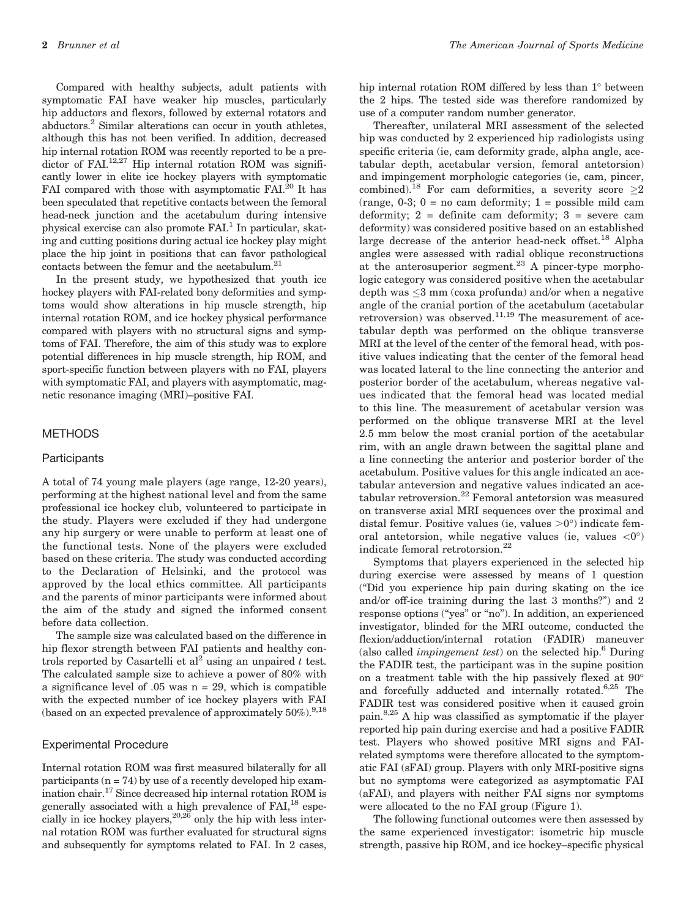Compared with healthy subjects, adult patients with symptomatic FAI have weaker hip muscles, particularly hip adductors and flexors, followed by external rotators and abductors.[2] Similar alterations can occur in youth athletes, although this has not been verified. In addition, decreased hip internal rotation ROM was recently reported to be a predictor of FAI.[12,27] Hip internal rotation ROM was significantly lower in elite ice hockey players with symptomatic FAI compared with those with asymptomatic FAI.[20] It has been speculated that repetitive contacts between the femoral head-neck junction and the acetabulum during intensive physical exercise can also promote FAI.[1] In particular, skating and cutting positions during actual ice hockey play might place the hip joint in positions that can favor pathological contacts between the femur and the acetabulum.[21]

In the present study, we hypothesized that youth ice hockey players with FAI-related bony deformities and symptoms would show alterations in hip muscle strength, hip internal rotation ROM, and ice hockey physical performance compared with players with no structural signs and symptoms of FAI. Therefore, the aim of this study was to explore potential differences in hip muscle strength, hip ROM, and sport-specific function between players with no FAI, players with symptomatic FAI, and players with asymptomatic, magnetic resonance imaging (MRI)–positive FAI.

## METHODS

### Participants

A total of 74 young male players (age range, 12-20 years), performing at the highest national level and from the same professional ice hockey club, volunteered to participate in the study. Players were excluded if they had undergone any hip surgery or were unable to perform at least one of the functional tests. None of the players were excluded based on these criteria. The study was conducted according to the Declaration of Helsinki, and the protocol was approved by the local ethics committee. All participants and the parents of minor participants were informed about the aim of the study and signed the informed consent before data collection.

The sample size was calculated based on the difference in hip flexor strength between FAI patients and healthy controls reported by Casartelli et al[2] using an unpaired $t$ test. The calculated sample size to achieve a power of 80% with a significance level of .05 was n = 29, which is compatible with the expected number of ice hockey players with FAI (based on an expected prevalence of approximately 50%).[9,18]

### Experimental Procedure

Internal rotation ROM was first measured bilaterally for all participants (n = 74) by use of a recently developed hip examination chair.[17] Since decreased hip internal rotation ROM is generally associated with a high prevalence of FAI,[18] especially in ice hockey players,[20,26] only the hip with less internal rotation ROM was further evaluated for structural signs and subsequently for symptoms related to FAI. In 2 cases, hip internal rotation ROM differed by less than 1° between the 2 hips. The tested side was therefore randomized by use of a computer random number generator.

Thereafter, unilateral MRI assessment of the selected hip was conducted by 2 experienced hip radiologists using specific criteria (ie, cam deformity grade, alpha angle, acetabular depth, acetabular version, femoral antetorsion) and impingement morphologic categories (ie, cam, pincer, combined).[18] For cam deformities, a severity score $\geq$2 (range, 0-3; 0 = no cam deformity; 1 = possible mild cam deformity; 2 = definite cam deformity; 3 = severe cam deformity) was considered positive based on an established large decrease of the anterior head-neck offset.[18] Alpha angles were assessed with radial oblique reconstructions at the anterosuperior segment.[23] A pincer-type morphologic category was considered positive when the acetabular depth was $\leq$3 mm (coxa profunda) and/or when a negative angle of the cranial portion of the acetabulum (acetabular retroversion) was observed.[11,19] The measurement of acetabular depth was performed on the oblique transverse MRI at the level of the center of the femoral head, with positive values indicating that the center of the femoral head was located lateral to the line connecting the anterior and posterior border of the acetabulum, whereas negative values indicated that the femoral head was located medial to this line. The measurement of acetabular version was performed on the oblique transverse MRI at the level 2.5 mm below the most cranial portion of the acetabular rim, with an angle drawn between the sagittal plane and a line connecting the anterior and posterior border of the acetabulum. Positive values for this angle indicated an acetabular anteversion and negative values indicated an acetabular retroversion.[22] Femoral antetorsion was measured on transverse axial MRI sequences over the proximal and distal femur. Positive values (ie, values >0°) indicate femoral antetorsion, while negative values (ie, values <0°) indicate femoral retrotorsion.[22]

Symptoms that players experienced in the selected hip during exercise were assessed by means of 1 question ("Did you experience hip pain during skating on the ice and/or off-ice training during the last 3 months?") and 2 response options ("yes" or "no"). In addition, an experienced investigator, blinded for the MRI outcome, conducted the flexion/adduction/internal rotation (FADIR) maneuver (also called *impingement test*) on the selected hip.[6] During the FADIR test, the participant was in the supine position on a treatment table with the hip passively flexed at 90° and forcefully adducted and internally rotated.[6,25] The FADIR test was considered positive when it caused groin pain.[8,25] A hip was classified as symptomatic if the player reported hip pain during exercise and had a positive FADIR test. Players who showed positive MRI signs and FAI-related symptoms were therefore allocated to the symptomatic FAI (sFAI) group. Players with only MRI-positive signs but no symptoms were categorized as asymptomatic FAI (aFAI), and players with neither FAI signs nor symptoms were allocated to the no FAI group (Figure 1).

The following functional outcomes were then assessed by the same experienced investigator: isometric hip muscle strength, passive hip ROM, and ice hockey–specific physical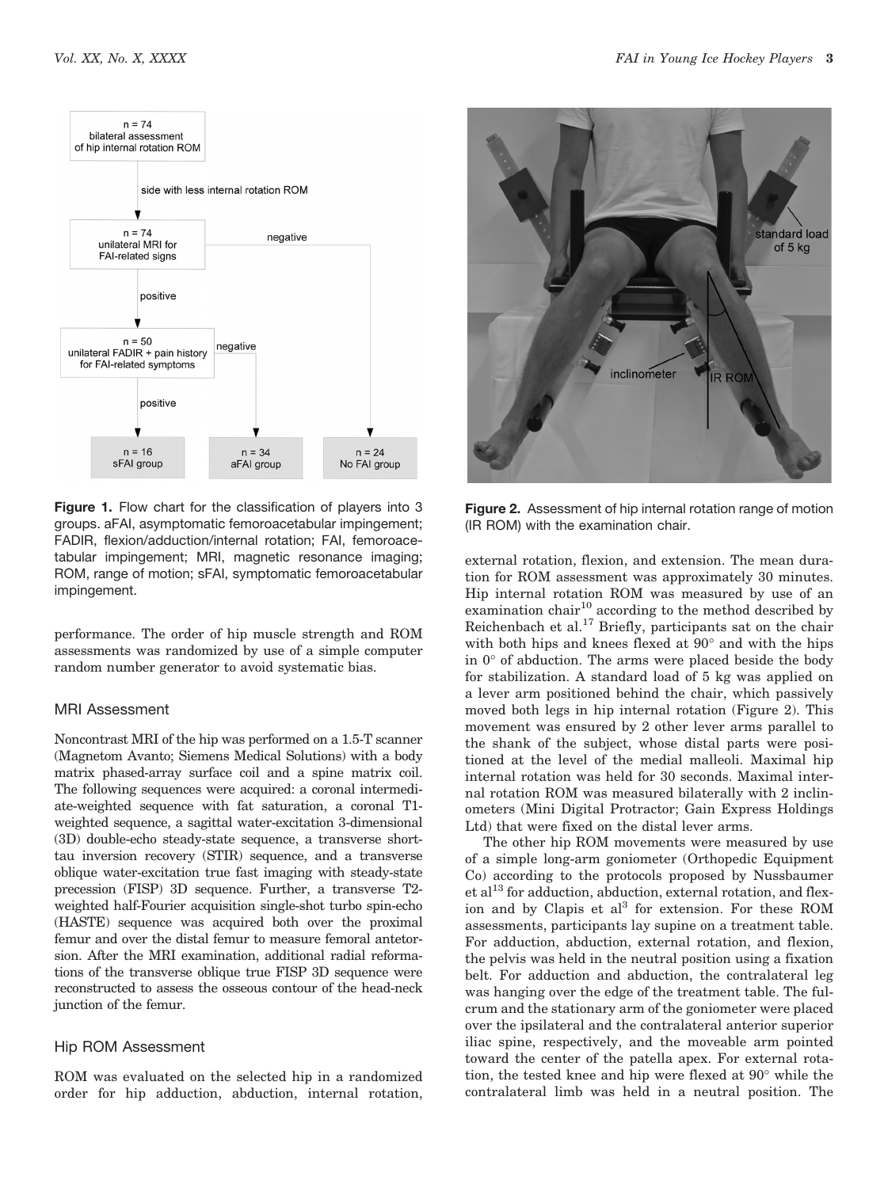Figure 1. Flow chart for the classification of players into 3 groups. aFAI, asymptomatic femoroacetabular impingement; FADIR, flexion/adduction/internal rotation; FAI, femoroacetabular impingement; MRI, magnetic resonance imaging; ROM, range of motion; sFAI, symptomatic femoroacetabular impingement.

performance. The order of hip muscle strength and ROM assessments was randomized by use of a simple computer random number generator to avoid systematic bias.

## MRI Assessment

Noncontrast MRI of the hip was performed on a 1.5-T scanner (Magnetom Avanto; Siemens Medical Solutions) with a body matrix phased-array surface coil and a spine matrix coil. The following sequences were acquired: a coronal intermediate-weighted sequence with fat saturation, a coronal T1-weighted sequence, a sagittal water-excitation 3-dimensional (3D) double-echo steady-state sequence, a transverse short-tau inversion recovery (STIR) sequence, and a transverse oblique water-excitation true fast imaging with steady-state precession (FISP) 3D sequence. Further, a transverse T2-weighted half-Fourier acquisition single-shot turbo spin-echo (HASTE) sequence was acquired both over the proximal femur and over the distal femur to measure femoral antetorsion. After the MRI examination, additional radial reformations of the transverse oblique true FISP 3D sequence were reconstructed to assess the osseous contour of the head-neck junction of the femur.

## Hip ROM Assessment

ROM was evaluated on the selected hip in a randomized order for hip adduction, abduction, internal rotation, external rotation, flexion, and extension. The mean duration for ROM assessment was approximately 30 minutes. Hip internal rotation ROM was measured by use of an examination chair[10] according to the method described by Reichenbach et al.[17] Briefly, participants sat on the chair with both hips and knees flexed at 90° and with the hips in 0° of abduction. The arms were placed beside the body for stabilization. A standard load of 5 kg was applied on a lever arm positioned behind the chair, which passively moved both legs in hip internal rotation (Figure 2). This movement was ensured by 2 other lever arms parallel to the shank of the subject, whose distal parts were positioned at the level of the medial malleoli. Maximal hip internal rotation was held for 30 seconds. Maximal internal rotation ROM was measured bilaterally with 2 inclinometers (Mini Digital Protractor; Gain Express Holdings Ltd) that were fixed on the distal lever arms.

Figure 2. Assessment of hip internal rotation range of motion (IR ROM) with the examination chair.

The other hip ROM movements were measured by use of a simple long-arm goniometer (Orthopedic Equipment Co) according to the protocols proposed by Nussbaumer et al[13] for adduction, abduction, external rotation, and flexion and by Clapis et al[3] for extension. For these ROM assessments, participants lay supine on a treatment table. For adduction, abduction, external rotation, and flexion, the pelvis was held in the neutral position using a fixation belt. For adduction and abduction, the contralateral leg was hanging over the edge of the treatment table. The fulcrum and the stationary arm of the goniometer were placed over the ipsilateral and the contralateral anterior superior iliac spine, respectively, and the moveable arm pointed toward the center of the patella apex. For external rotation, the tested knee and hip were flexed at 90° while the contralateral limb was held in a neutral position. The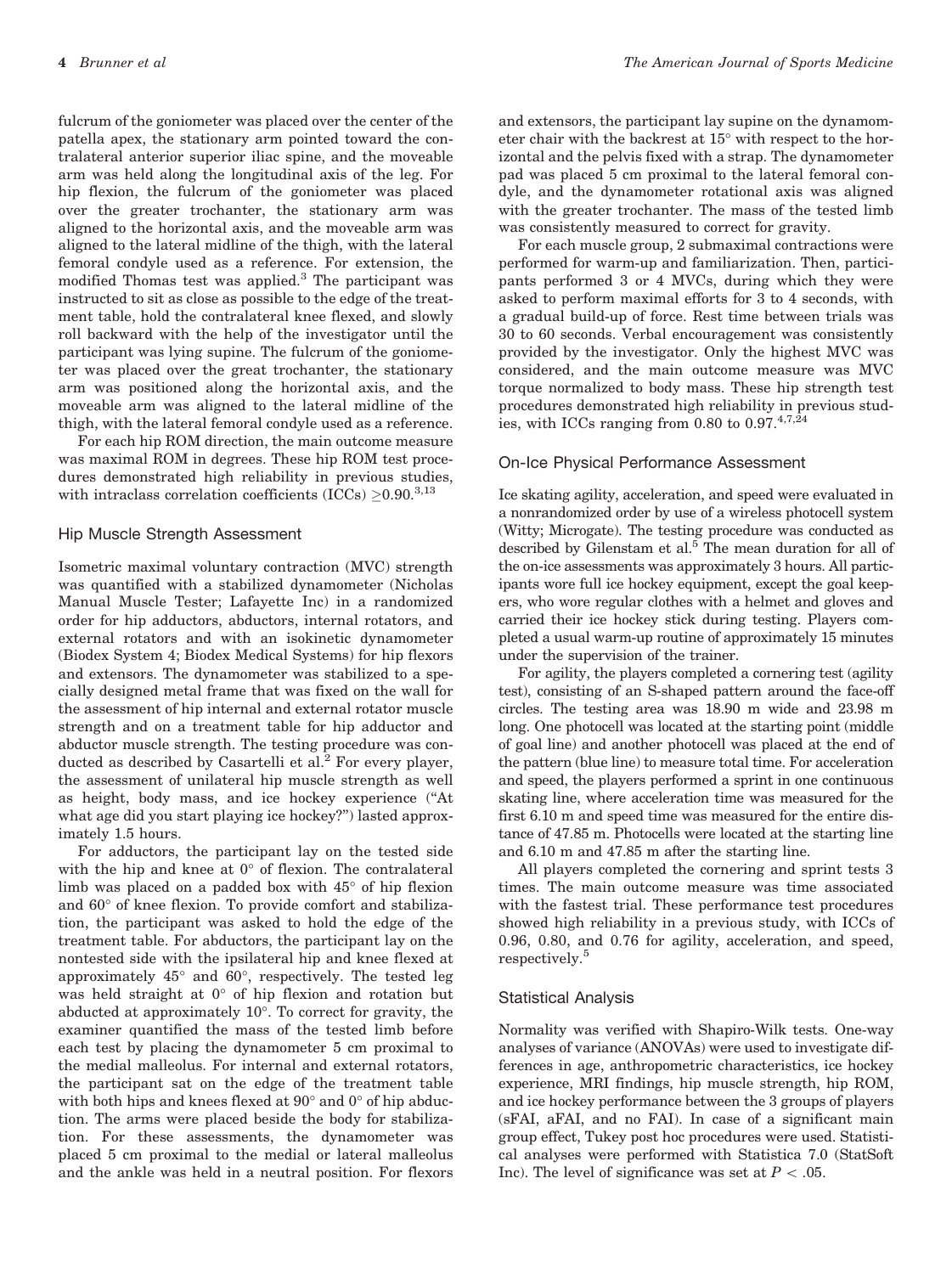fulcrum of the goniometer was placed over the center of the patella apex, the stationary arm pointed toward the contralateral anterior superior iliac spine, and the moveable arm was held along the longitudinal axis of the leg. For hip flexion, the fulcrum of the goniometer was placed over the greater trochanter, the stationary arm was aligned to the horizontal axis, and the moveable arm was aligned to the lateral midline of the thigh, with the lateral femoral condyle used as a reference. For extension, the modified Thomas test was applied.[3] The participant was instructed to sit as close as possible to the edge of the treatment table, hold the contralateral knee flexed, and slowly roll backward with the help of the investigator until the participant was lying supine. The fulcrum of the goniometer was placed over the great trochanter, the stationary arm was positioned along the horizontal axis, and the moveable arm was aligned to the lateral midline of the thigh, with the lateral femoral condyle used as a reference.

For each hip ROM direction, the main outcome measure was maximal ROM in degrees. These hip ROM test procedures demonstrated high reliability in previous studies, with intraclass correlation coefficients (ICCs) $\geq$0.90.[3,13]

### Hip Muscle Strength Assessment

Isometric maximal voluntary contraction (MVC) strength was quantified with a stabilized dynamometer (Nicholas Manual Muscle Tester; Lafayette Inc) in a randomized order for hip adductors, abductors, internal rotators, and external rotators and with an isokinetic dynamometer (Biodex System 4; Biodex Medical Systems) for hip flexors and extensors. The dynamometer was stabilized to a specially designed metal frame that was fixed on the wall for the assessment of hip internal and external rotator muscle strength and on a treatment table for hip adductor and abductor muscle strength. The testing procedure was conducted as described by Casartelli et al.[2] For every player, the assessment of unilateral hip muscle strength as well as height, body mass, and ice hockey experience ("At what age did you start playing ice hockey?") lasted approximately 1.5 hours.

For adductors, the participant lay on the tested side with the hip and knee at 0° of flexion. The contralateral limb was placed on a padded box with 45° of hip flexion and 60° of knee flexion. To provide comfort and stabilization, the participant was asked to hold the edge of the treatment table. For abductors, the participant lay on the nontested side with the ipsilateral hip and knee flexed at approximately 45° and 60°, respectively. The tested leg was held straight at 0° of hip flexion and rotation but abducted at approximately 10°. To correct for gravity, the examiner quantified the mass of the tested limb before each test by placing the dynamometer 5 cm proximal to the medial malleolus. For internal and external rotators, the participant sat on the edge of the treatment table with both hips and knees flexed at 90° and 0° of hip abduction. The arms were placed beside the body for stabilization. For these assessments, the dynamometer was placed 5 cm proximal to the medial or lateral malleolus and the ankle was held in a neutral position. For flexors and extensors, the participant lay supine on the dynamometer chair with the backrest at 15° with respect to the horizontal and the pelvis fixed with a strap. The dynamometer pad was placed 5 cm proximal to the lateral femoral condyle, and the dynamometer rotational axis was aligned with the greater trochanter. The mass of the tested limb was consistently measured to correct for gravity.

For each muscle group, 2 submaximal contractions were performed for warm-up and familiarization. Then, participants performed 3 or 4 MVCs, during which they were asked to perform maximal efforts for 3 to 4 seconds, with a gradual build-up of force. Rest time between trials was 30 to 60 seconds. Verbal encouragement was consistently provided by the investigator. Only the highest MVC was considered, and the main outcome measure was MVC torque normalized to body mass. These hip strength test procedures demonstrated high reliability in previous studies, with ICCs ranging from 0.80 to 0.97.[4,7,24]

### On-Ice Physical Performance Assessment

Ice skating agility, acceleration, and speed were evaluated in a nonrandomized order by use of a wireless photocell system (Witty; Microgate). The testing procedure was conducted as described by Gilenstam et al.[5] The mean duration for all of the on-ice assessments was approximately 3 hours. All participants wore full ice hockey equipment, except the goal keepers, who wore regular clothes with a helmet and gloves and carried their ice hockey stick during testing. Players completed a usual warm-up routine of approximately 15 minutes under the supervision of the trainer.

For agility, the players completed a cornering test (agility test), consisting of an S-shaped pattern around the face-off circles. The testing area was 18.90 m wide and 23.98 m long. One photocell was located at the starting point (middle of goal line) and another photocell was placed at the end of the pattern (blue line) to measure total time. For acceleration and speed, the players performed a sprint in one continuous skating line, where acceleration time was measured for the first 6.10 m and speed time was measured for the entire distance of 47.85 m. Photocells were located at the starting line and 6.10 m and 47.85 m after the starting line.

All players completed the cornering and sprint tests 3 times. The main outcome measure was time associated with the fastest trial. These performance test procedures showed high reliability in a previous study, with ICCs of 0.96, 0.80, and 0.76 for agility, acceleration, and speed, respectively.[5]

### Statistical Analysis

Normality was verified with Shapiro-Wilk tests. One-way analyses of variance (ANOVAs) were used to investigate differences in age, anthropometric characteristics, ice hockey experience, MRI findings, hip muscle strength, hip ROM, and ice hockey performance between the 3 groups of players (sFAI, aFAI, and no FAI). In case of a significant main group effect, Tukey post hoc procedures were used. Statistical analyses were performed with Statistica 7.0 (StatSoft Inc). The level of significance was set at $P < .05$.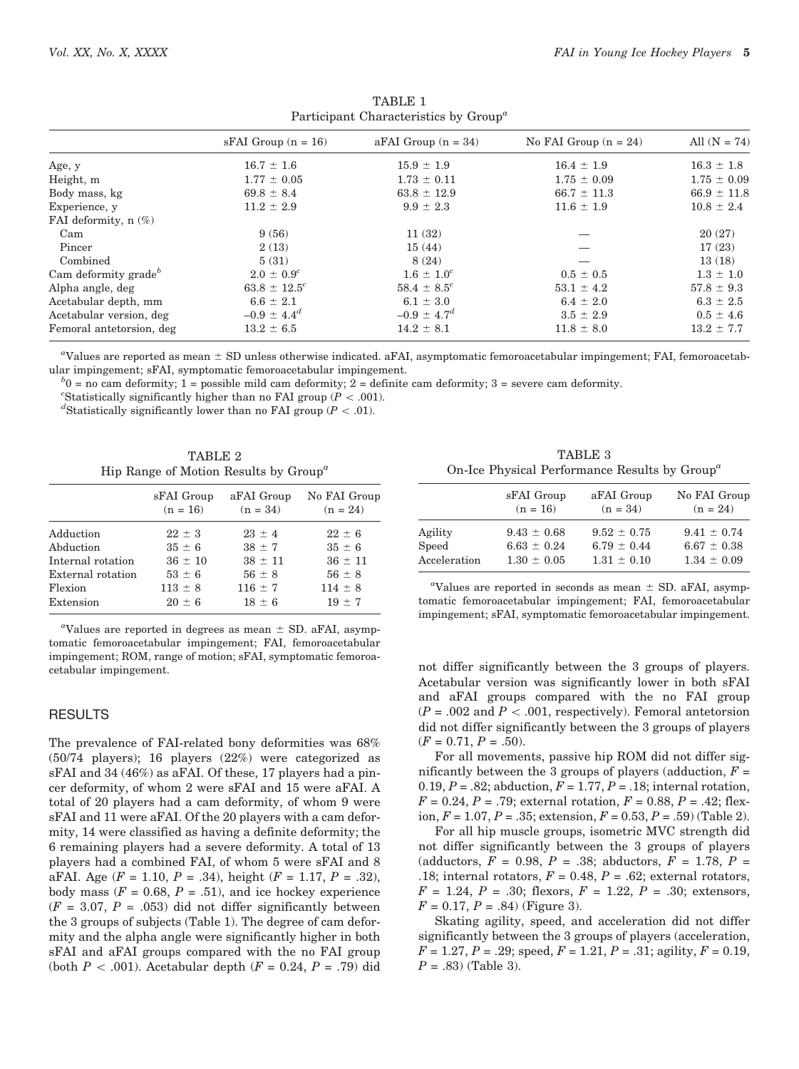TABLE 1
Participant Characteristics by Group[a]

| | sFAI Group (n = 16) | aFAI Group (n = 34) | No FAI Group (n = 24) | All (N = 74) |
|---|---|---|---|---|
| Age, y | 16.7 ± 1.6 | 15.9 ± 1.9 | 16.4 ± 1.9 | 16.3 ± 1.8 |
| Height, m | 1.77 ± 0.05 | 1.73 ± 0.11 | 1.75 ± 0.09 | 1.75 ± 0.09 |
| Body mass, kg | 69.8 ± 8.4 | 63.8 ± 12.9 | 66.7 ± 11.3 | 66.9 ± 11.8 |
| Experience, y | 11.2 ± 2.9 | 9.9 ± 2.3 | 11.6 ± 1.9 | 10.8 ± 2.4 |
| FAI deformity, n (%) | | | | |
| Cam | 9 (56) | 11 (32) | — | 20 (27) |
| Pincer | 2 (13) | 15 (44) | — | 17 (23) |
| Combined | 5 (31) | 8 (24) | — | 13 (18) |
| Cam deformity grade[b] | 2.0 ± 0.9[c] | 1.6 ± 1.0[c] | 0.5 ± 0.5 | 1.3 ± 1.0 |
| Alpha angle, deg | 63.8 ± 12.5[c] | 58.4 ± 8.5[c] | 53.1 ± 4.2 | 57.8 ± 9.3 |
| Acetabular depth, mm | 6.6 ± 2.1 | 6.1 ± 3.0 | 6.4 ± 2.0 | 6.3 ± 2.5 |
| Acetabular version, deg | –0.9 ± 4.4[d] | –0.9 ± 4.7[d] | 3.5 ± 2.9 | 0.5 ± 4.6 |
| Femoral antetorsion, deg | 13.2 ± 6.5 | 14.2 ± 8.1 | 11.8 ± 8.0 | 13.2 ± 7.7 |

[a]Values are reported as mean ± SD unless otherwise indicated. aFAI, asymptomatic femoroacetabular impingement; FAI, femoroacetabular impingement; sFAI, symptomatic femoroacetabular impingement.

[b]0 = no cam deformity; 1 = possible mild cam deformity; 2 = definite cam deformity; 3 = severe cam deformity.

[c]Statistically significantly higher than no FAI group ($P < .001$).

[d]Statistically significantly lower than no FAI group ($P < .01$).

TABLE 2
Hip Range of Motion Results by Group[a]

| | sFAI Group (n = 16) | aFAI Group (n = 34) | No FAI Group (n = 24) |
|---|---|---|---|
| Adduction | 22 ± 3 | 23 ± 4 | 22 ± 6 |
| Abduction | 35 ± 6 | 38 ± 7 | 35 ± 6 |
| Internal rotation | 36 ± 10 | 38 ± 11 | 36 ± 11 |
| External rotation | 53 ± 6 | 56 ± 8 | 56 ± 8 |
| Flexion | 113 ± 8 | 116 ± 7 | 114 ± 8 |
| Extension | 20 ± 6 | 18 ± 6 | 19 ± 7 |

[a]Values are reported in degrees as mean ± SD. aFAI, asymptomatic femoroacetabular impingement; FAI, femoroacetabular impingement; ROM, range of motion; sFAI, symptomatic femoroacetabular impingement.

TABLE 3
On-Ice Physical Performance Results by Group[a]

| | sFAI Group (n = 16) | aFAI Group (n = 34) | No FAI Group (n = 24) |
|---|---|---|---|
| Agility | 9.43 ± 0.68 | 9.52 ± 0.75 | 9.41 ± 0.74 |
| Speed | 6.63 ± 0.24 | 6.79 ± 0.44 | 6.67 ± 0.38 |
| Acceleration | 1.30 ± 0.05 | 1.31 ± 0.10 | 1.34 ± 0.09 |

[a]Values are reported in seconds as mean ± SD. aFAI, asymptomatic femoroacetabular impingement; FAI, femoroacetabular impingement; sFAI, symptomatic femoroacetabular impingement.

## RESULTS

The prevalence of FAI-related bony deformities was 68% (50/74 players); 16 players (22%) were categorized as sFAI and 34 (46%) as aFAI. Of these, 17 players had a pincer deformity, of whom 2 were sFAI and 15 were aFAI. A total of 20 players had a cam deformity, of whom 9 were sFAI and 11 were aFAI. Of the 20 players with a cam deformity, 14 were classified as having a definite deformity; the 6 remaining players had a severe deformity. A total of 13 players had a combined FAI, of whom 5 were sFAI and 8 aFAI. Age ($F = 1.10$, $P = .34$), height ($F = 1.17$, $P = .32$), body mass ($F = 0.68$, $P = .51$), and ice hockey experience ($F = 3.07$, $P = .053$) did not differ significantly between the 3 groups of subjects (Table 1). The degree of cam deformity and the alpha angle were significantly higher in both sFAI and aFAI groups compared with the no FAI group (both $P < .001$). Acetabular depth ($F = 0.24$, $P = .79$) did not differ significantly between the 3 groups of players. Acetabular version was significantly lower in both sFAI and aFAI groups compared with the no FAI group ($P = .002$ and $P < .001$, respectively). Femoral antetorsion did not differ significantly between the 3 groups of players ($F = 0.71$, $P = .50$).

For all movements, passive hip ROM did not differ significantly between the 3 groups of players (adduction, $F = 0.19$, $P = .82$; abduction, $F = 1.77$, $P = .18$; internal rotation, $F = 0.24$, $P = .79$; external rotation, $F = 0.88$, $P = .42$; flexion, $F = 1.07$, $P = .35$; extension, $F = 0.53$, $P = .59$) (Table 2).

For all hip muscle groups, isometric MVC strength did not differ significantly between the 3 groups of players (adductors, $F = 0.98$, $P = .38$; abductors, $F = 1.78$, $P = .18$; internal rotators, $F = 0.48$, $P = .62$; external rotators, $F = 1.24$, $P = .30$; flexors, $F = 1.22$, $P = .30$; extensors, $F = 0.17$, $P = .84$) (Figure 3).

Skating agility, speed, and acceleration did not differ significantly between the 3 groups of players (acceleration, $F = 1.27$, $P = .29$; speed, $F = 1.21$, $P = .31$; agility, $F = 0.19$, $P = .83$) (Table 3).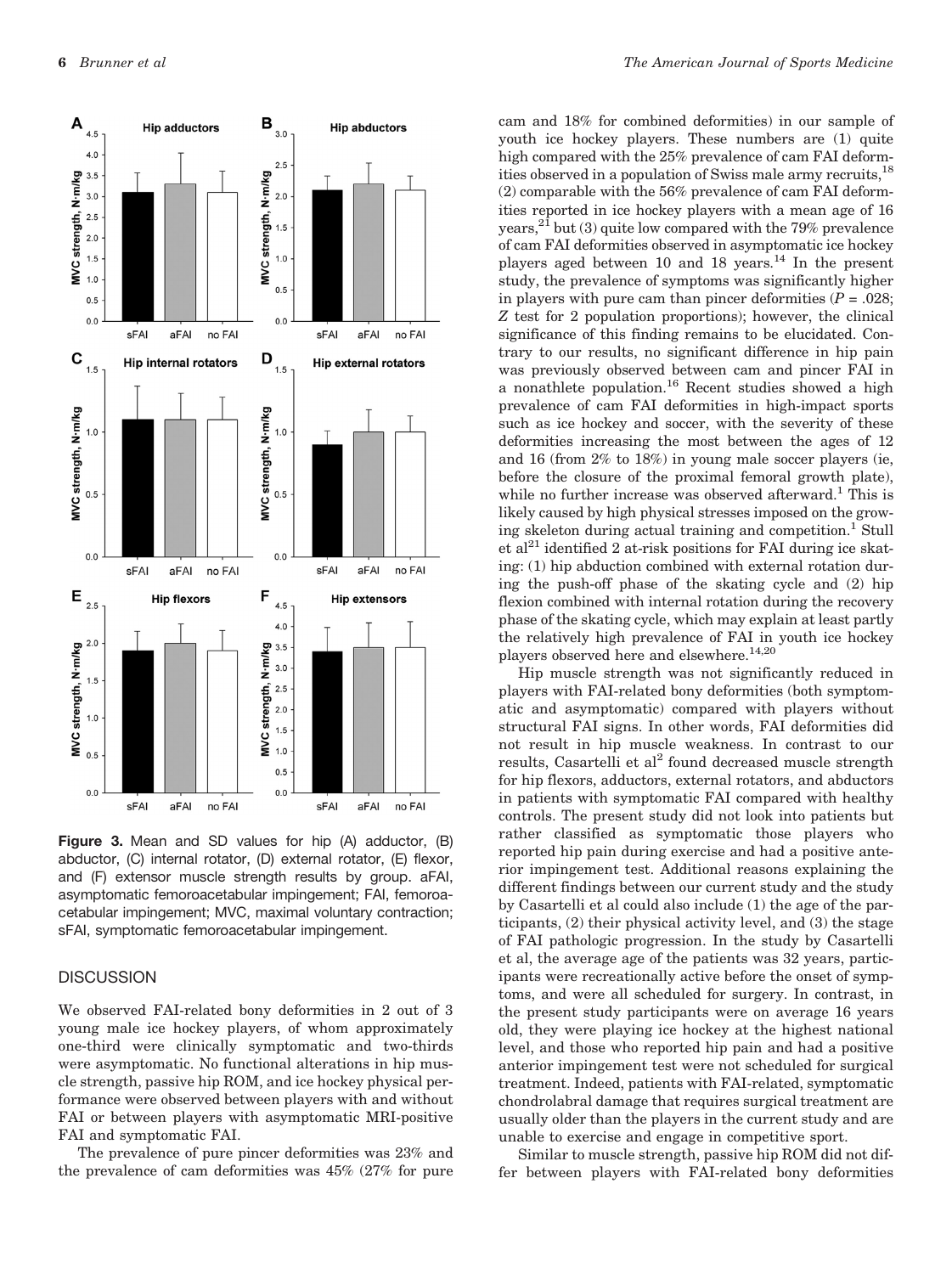**Figure 3.** Mean and SD values for hip (A) adductor, (B) abductor, (C) internal rotator, (D) external rotator, (E) flexor, and (F) extensor muscle strength results by group. aFAI, asymptomatic femoroacetabular impingement; FAI, femoroacetabular impingement; MVC, maximal voluntary contraction; sFAI, symptomatic femoroacetabular impingement.

## DISCUSSION

We observed FAI-related bony deformities in 2 out of 3 young male ice hockey players, of whom approximately one-third were clinically symptomatic and two-thirds were asymptomatic. No functional alterations in hip muscle strength, passive hip ROM, and ice hockey physical performance were observed between players with and without FAI or between players with asymptomatic MRI-positive FAI and symptomatic FAI.

The prevalence of pure pincer deformities was 23% and the prevalence of cam deformities was 45% (27% for pure cam and 18% for combined deformities) in our sample of youth ice hockey players. These numbers are (1) quite high compared with the 25% prevalence of cam FAI deformities observed in a population of Swiss male army recruits,[18] (2) comparable with the 56% prevalence of cam FAI deformities reported in ice hockey players with a mean age of 16 years,[21] but (3) quite low compared with the 79% prevalence of cam FAI deformities observed in asymptomatic ice hockey players aged between 10 and 18 years.[14] In the present study, the prevalence of symptoms was significantly higher in players with pure cam than pincer deformities ($P = .028$; $Z$ test for 2 population proportions); however, the clinical significance of this finding remains to be elucidated. Contrary to our results, no significant difference in hip pain was previously observed between cam and pincer FAI in a nonathlete population.[16] Recent studies showed a high prevalence of cam FAI deformities in high-impact sports such as ice hockey and soccer, with the severity of these deformities increasing the most between the ages of 12 and 16 (from 2% to 18%) in young male soccer players (ie, before the closure of the proximal femoral growth plate), while no further increase was observed afterward.[1] This is likely caused by high physical stresses imposed on the growing skeleton during actual training and competition.[1] Stull et al[21] identified 2 at-risk positions for FAI during ice skating: (1) hip abduction combined with external rotation during the push-off phase of the skating cycle and (2) hip flexion combined with internal rotation during the recovery phase of the skating cycle, which may explain at least partly the relatively high prevalence of FAI in youth ice hockey players observed here and elsewhere.[14,20]

Hip muscle strength was not significantly reduced in players with FAI-related bony deformities (both symptomatic and asymptomatic) compared with players without structural FAI signs. In other words, FAI deformities did not result in hip muscle weakness. In contrast to our results, Casartelli et al[2] found decreased muscle strength for hip flexors, adductors, external rotators, and abductors in patients with symptomatic FAI compared with healthy controls. The present study did not look into patients but rather classified as symptomatic those players who reported hip pain during exercise and had a positive anterior impingement test. Additional reasons explaining the different findings between our current study and the study by Casartelli et al could also include (1) the age of the participants, (2) their physical activity level, and (3) the stage of FAI pathologic progression. In the study by Casartelli et al, the average age of the patients was 32 years, participants were recreationally active before the onset of symptoms, and were all scheduled for surgery. In contrast, in the present study participants were on average 16 years old, they were playing ice hockey at the highest national level, and those who reported hip pain and had a positive anterior impingement test were not scheduled for surgical treatment. Indeed, patients with FAI-related, symptomatic chondrolabral damage that requires surgical treatment are usually older than the players in the current study and are unable to exercise and engage in competitive sport.

Similar to muscle strength, passive hip ROM did not differ between players with FAI-related bony deformities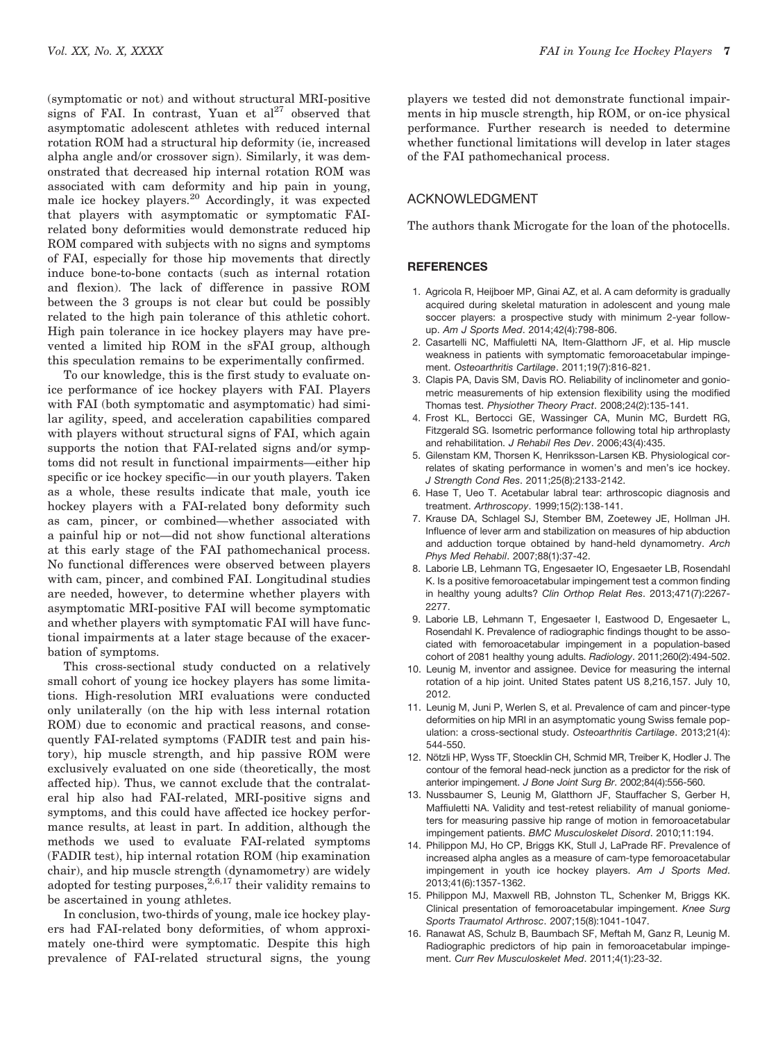(symptomatic or not) and without structural MRI-positive signs of FAI. In contrast, Yuan et al[27] observed that asymptomatic adolescent athletes with reduced internal rotation ROM had a structural hip deformity (ie, increased alpha angle and/or crossover sign). Similarly, it was demonstrated that decreased hip internal rotation ROM was associated with cam deformity and hip pain in young, male ice hockey players.[20] Accordingly, it was expected that players with asymptomatic or symptomatic FAI-related bony deformities would demonstrate reduced hip ROM compared with subjects with no signs and symptoms of FAI, especially for those hip movements that directly induce bone-to-bone contacts (such as internal rotation and flexion). The lack of difference in passive ROM between the 3 groups is not clear but could be possibly related to the high pain tolerance of this athletic cohort. High pain tolerance in ice hockey players may have prevented a limited hip ROM in the sFAI group, although this speculation remains to be experimentally confirmed.

To our knowledge, this is the first study to evaluate on-ice performance of ice hockey players with FAI. Players with FAI (both symptomatic and asymptomatic) had similar agility, speed, and acceleration capabilities compared with players without structural signs of FAI, which again supports the notion that FAI-related signs and/or symptoms did not result in functional impairments—either hip specific or ice hockey specific—in our youth players. Taken as a whole, these results indicate that male, youth ice hockey players with a FAI-related bony deformity such as cam, pincer, or combined—whether associated with a painful hip or not—did not show functional alterations at this early stage of the FAI pathomechanical process. No functional differences were observed between players with cam, pincer, and combined FAI. Longitudinal studies are needed, however, to determine whether players with asymptomatic MRI-positive FAI will become symptomatic and whether players with symptomatic FAI will have functional impairments at a later stage because of the exacerbation of symptoms.

This cross-sectional study conducted on a relatively small cohort of young ice hockey players has some limitations. High-resolution MRI evaluations were conducted only unilaterally (on the hip with less internal rotation ROM) due to economic and practical reasons, and consequently FAI-related symptoms (FADIR test and pain history), hip muscle strength, and hip passive ROM were exclusively evaluated on one side (theoretically, the most affected hip). Thus, we cannot exclude that the contralateral hip also had FAI-related, MRI-positive signs and symptoms, and this could have affected ice hockey performance results, at least in part. In addition, although the methods we used to evaluate FAI-related symptoms (FADIR test), hip internal rotation ROM (hip examination chair), and hip muscle strength (dynamometry) are widely adopted for testing purposes,[2,6,17] their validity remains to be ascertained in young athletes.

In conclusion, two-thirds of young, male ice hockey players had FAI-related bony deformities, of whom approximately one-third were symptomatic. Despite this high prevalence of FAI-related structural signs, the young players we tested did not demonstrate functional impairments in hip muscle strength, hip ROM, or on-ice physical performance. Further research is needed to determine whether functional limitations will develop in later stages of the FAI pathomechanical process.

## ACKNOWLEDGMENT

The authors thank Microgate for the loan of the photocells.

## REFERENCES

1. Agricola R, Heijboer MP, Ginai AZ, et al. A cam deformity is gradually acquired during skeletal maturation in adolescent and young male soccer players: a prospective study with minimum 2-year follow-up. *Am J Sports Med*. 2014;42(4):798-806.
2. Casartelli NC, Maffiuletti NA, Item-Glatthorn JF, et al. Hip muscle weakness in patients with symptomatic femoroacetabular impingement. *Osteoarthritis Cartilage*. 2011;19(7):816-821.
3. Clapis PA, Davis SM, Davis RO. Reliability of inclinometer and goniometric measurements of hip extension flexibility using the modified Thomas test. *Physiother Theory Pract*. 2008;24(2):135-141.
4. Frost KL, Bertocci GE, Wassinger CA, Munin MC, Burdett RG, Fitzgerald SG. Isometric performance following total hip arthroplasty and rehabilitation. *J Rehabil Res Dev*. 2006;43(4):435.
5. Gilenstam KM, Thorsen K, Henriksson-Larsen KB. Physiological correlates of skating performance in women's and men's ice hockey. *J Strength Cond Res*. 2011;25(8):2133-2142.
6. Hase T, Ueo T. Acetabular labral tear: arthroscopic diagnosis and treatment. *Arthroscopy*. 1999;15(2):138-141.
7. Krause DA, Schlagel SJ, Stember BM, Zoetewey JE, Hollman JH. Influence of lever arm and stabilization on measures of hip abduction and adduction torque obtained by hand-held dynamometry. *Arch Phys Med Rehabil*. 2007;88(1):37-42.
8. Laborie LB, Lehmann TG, Engesaeter IO, Engesaeter LB, Rosendahl K. Is a positive femoroacetabular impingement test a common finding in healthy young adults? *Clin Orthop Relat Res*. 2013;471(7):2267-2277.
9. Laborie LB, Lehmann T, Engesaeter I, Eastwood D, Engesaeter L, Rosendahl K. Prevalence of radiographic findings thought to be associated with femoroacetabular impingement in a population-based cohort of 2081 healthy young adults. *Radiology*. 2011;260(2):494-502.
10. Leunig M, inventor and assignee. Device for measuring the internal rotation of a hip joint. United States patent US 8,216,157. July 10, 2012.
11. Leunig M, Juni P, Werlen S, et al. Prevalence of cam and pincer-type deformities on hip MRI in an asymptomatic young Swiss female population: a cross-sectional study. *Osteoarthritis Cartilage*. 2013;21(4):544-550.
12. Nötzli HP, Wyss TF, Stoecklin CH, Schmid MR, Treiber K, Hodler J. The contour of the femoral head-neck junction as a predictor for the risk of anterior impingement. *J Bone Joint Surg Br*. 2002;84(4):556-560.
13. Nussbaumer S, Leunig M, Glatthorn JF, Stauffacher S, Gerber H, Maffiuletti NA. Validity and test-retest reliability of manual goniometers for measuring passive hip range of motion in femoroacetabular impingement patients. *BMC Musculoskelet Disord*. 2010;11:194.
14. Philippon MJ, Ho CP, Briggs KK, Stull J, LaPrade RF. Prevalence of increased alpha angles as a measure of cam-type femoroacetabular impingement in youth ice hockey players. *Am J Sports Med*. 2013;41(6):1357-1362.
15. Philippon MJ, Maxwell RB, Johnston TL, Schenker M, Briggs KK. Clinical presentation of femoroacetabular impingement. *Knee Surg Sports Traumatol Arthrosc*. 2007;15(8):1041-1047.
16. Ranawat AS, Schulz B, Baumbach SF, Meftah M, Ganz R, Leunig M. Radiographic predictors of hip pain in femoroacetabular impingement. *Curr Rev Musculoskelet Med*. 2011;4(1):23-32.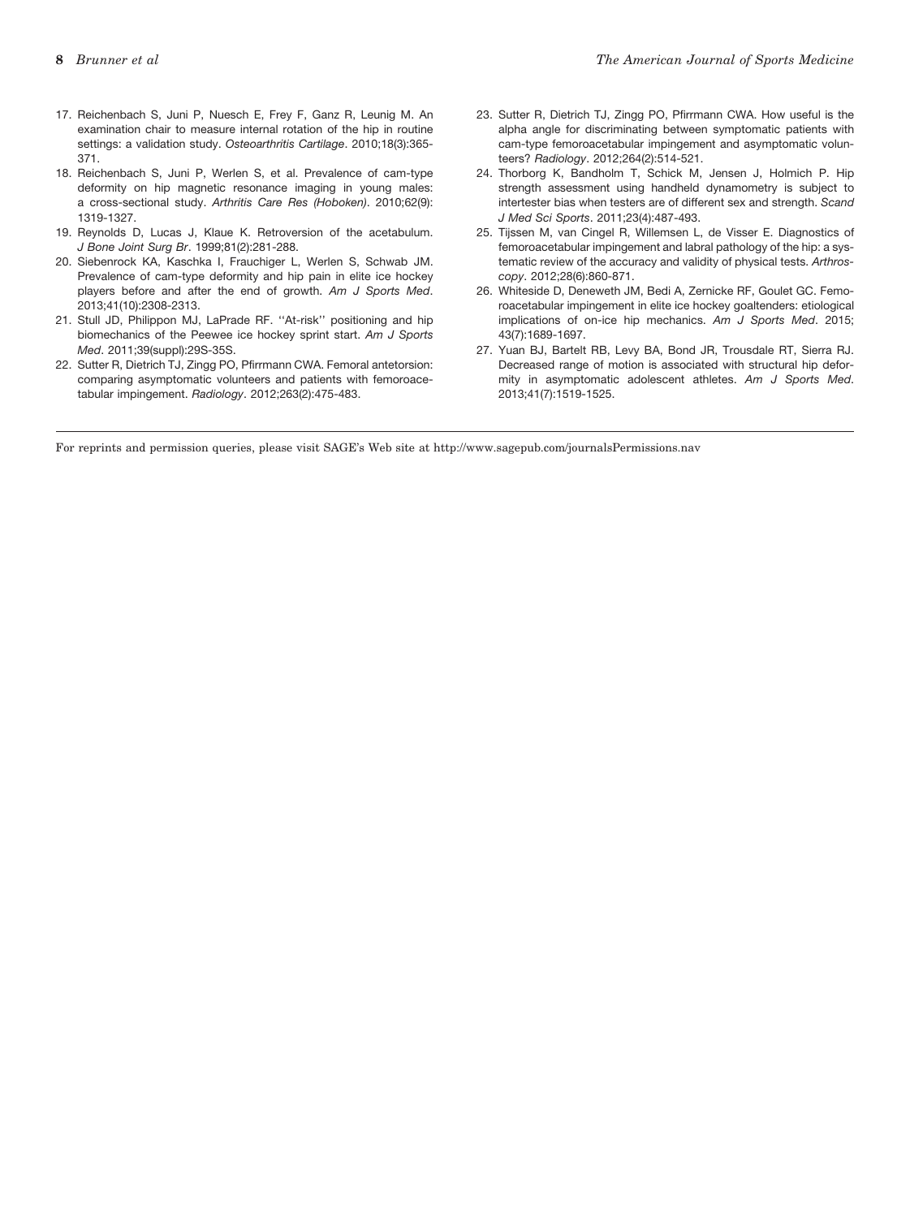17. Reichenbach S, Juni P, Nuesch E, Frey F, Ganz R, Leunig M. An examination chair to measure internal rotation of the hip in routine settings: a validation study. *Osteoarthritis Cartilage*. 2010;18(3):365-371.
18. Reichenbach S, Juni P, Werlen S, et al. Prevalence of cam-type deformity on hip magnetic resonance imaging in young males: a cross-sectional study. *Arthritis Care Res (Hoboken)*. 2010;62(9): 1319-1327.
19. Reynolds D, Lucas J, Klaue K. Retroversion of the acetabulum. *J Bone Joint Surg Br*. 1999;81(2):281-288.
20. Siebenrock KA, Kaschka I, Frauchiger L, Werlen S, Schwab JM. Prevalence of cam-type deformity and hip pain in elite ice hockey players before and after the end of growth. *Am J Sports Med*. 2013;41(10):2308-2313.
21. Stull JD, Philippon MJ, LaPrade RF. ''At-risk'' positioning and hip biomechanics of the Peewee ice hockey sprint start. *Am J Sports Med*. 2011;39(suppl):29S-35S.
22. Sutter R, Dietrich TJ, Zingg PO, Pfirrmann CWA. Femoral antetorsion: comparing asymptomatic volunteers and patients with femoroacetabular impingement. *Radiology*. 2012;263(2):475-483.
23. Sutter R, Dietrich TJ, Zingg PO, Pfirrmann CWA. How useful is the alpha angle for discriminating between symptomatic patients with cam-type femoroacetabular impingement and asymptomatic volunteers? *Radiology*. 2012;264(2):514-521.
24. Thorborg K, Bandholm T, Schick M, Jensen J, Holmich P. Hip strength assessment using handheld dynamometry is subject to intertester bias when testers are of different sex and strength. *Scand J Med Sci Sports*. 2011;23(4):487-493.
25. Tijssen M, van Cingel R, Willemsen L, de Visser E. Diagnostics of femoroacetabular impingement and labral pathology of the hip: a systematic review of the accuracy and validity of physical tests. *Arthroscopy*. 2012;28(6):860-871.
26. Whiteside D, Deneweth JM, Bedi A, Zernicke RF, Goulet GC. Femoroacetabular impingement in elite ice hockey goaltenders: etiological implications of on-ice hip mechanics. *Am J Sports Med*. 2015; 43(7):1689-1697.
27. Yuan BJ, Bartelt RB, Levy BA, Bond JR, Trousdale RT, Sierra RJ. Decreased range of motion is associated with structural hip deformity in asymptomatic adolescent athletes. *Am J Sports Med*. 2013;41(7):1519-1525.

For reprints and permission queries, please visit SAGE's Web site at http://www.sagepub.com/journalsPermissions.nav